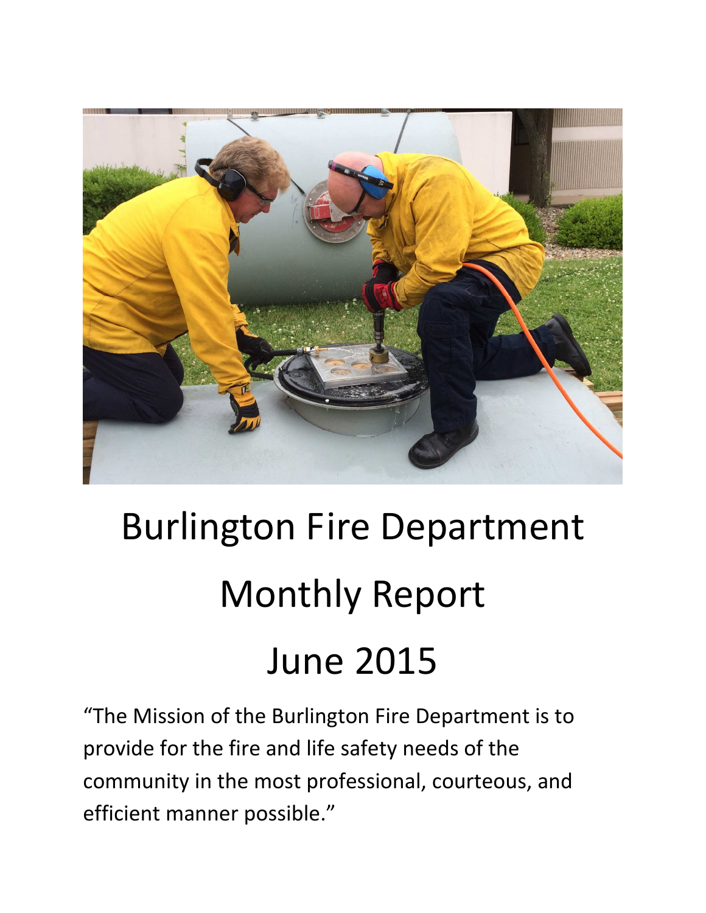# Burlington Fire Department

# Monthly Report

# June 2015

"The Mission of the Burlington Fire Department is to provide for the fire and life safety needs of the community in the most professional, courteous, and efficient manner possible."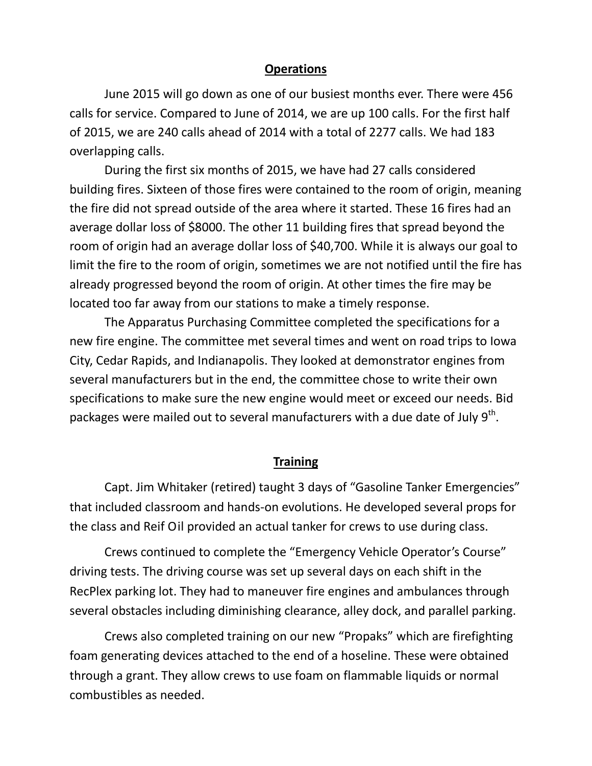## Operations

June 2015 will go down as one of our busiest months ever. There were 456 calls for service. Compared to June of 2014, we are up 100 calls. For the first half of 2015, we are 240 calls ahead of 2014 with a total of 2277 calls. We had 183 overlapping calls.

During the first six months of 2015, we have had 27 calls considered building fires. Sixteen of those fires were contained to the room of origin, meaning the fire did not spread outside of the area where it started. These 16 fires had an average dollar loss of $8000. The other 11 building fires that spread beyond the room of origin had an average dollar loss of $40,700. While it is always our goal to limit the fire to the room of origin, sometimes we are not notified until the fire has already progressed beyond the room of origin. At other times the fire may be located too far away from our stations to make a timely response.

The Apparatus Purchasing Committee completed the specifications for a new fire engine. The committee met several times and went on road trips to Iowa City, Cedar Rapids, and Indianapolis. They looked at demonstrator engines from several manufacturers but in the end, the committee chose to write their own specifications to make sure the new engine would meet or exceed our needs. Bid packages were mailed out to several manufacturers with a due date of July 9th.

## Training

Capt. Jim Whitaker (retired) taught 3 days of "Gasoline Tanker Emergencies" that included classroom and hands-on evolutions. He developed several props for the class and Reif Oil provided an actual tanker for crews to use during class.

Crews continued to complete the "Emergency Vehicle Operator's Course" driving tests. The driving course was set up several days on each shift in the RecPlex parking lot. They had to maneuver fire engines and ambulances through several obstacles including diminishing clearance, alley dock, and parallel parking.

Crews also completed training on our new "Propaks" which are firefighting foam generating devices attached to the end of a hoseline. These were obtained through a grant. They allow crews to use foam on flammable liquids or normal combustibles as needed.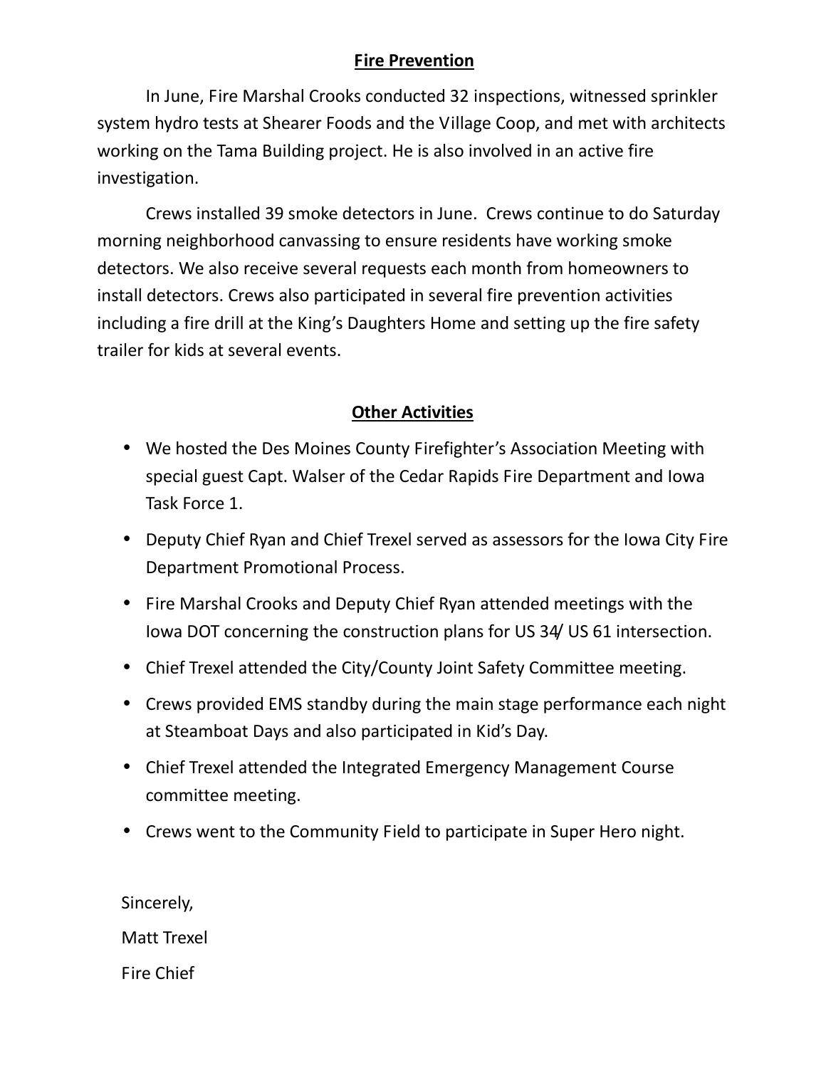## Fire Prevention

In June, Fire Marshal Crooks conducted 32 inspections, witnessed sprinkler system hydro tests at Shearer Foods and the Village Coop, and met with architects working on the Tama Building project. He is also involved in an active fire investigation.

Crews installed 39 smoke detectors in June. Crews continue to do Saturday morning neighborhood canvassing to ensure residents have working smoke detectors. We also receive several requests each month from homeowners to install detectors. Crews also participated in several fire prevention activities including a fire drill at the King's Daughters Home and setting up the fire safety trailer for kids at several events.

## Other Activities

- We hosted the Des Moines County Firefighter's Association Meeting with special guest Capt. Walser of the Cedar Rapids Fire Department and Iowa Task Force 1.
- Deputy Chief Ryan and Chief Trexel served as assessors for the Iowa City Fire Department Promotional Process.
- Fire Marshal Crooks and Deputy Chief Ryan attended meetings with the Iowa DOT concerning the construction plans for US 34/ US 61 intersection.
- Chief Trexel attended the City/County Joint Safety Committee meeting.
- Crews provided EMS standby during the main stage performance each night at Steamboat Days and also participated in Kid's Day.
- Chief Trexel attended the Integrated Emergency Management Course committee meeting.
- Crews went to the Community Field to participate in Super Hero night.

Sincerely,

Matt Trexel

Fire Chief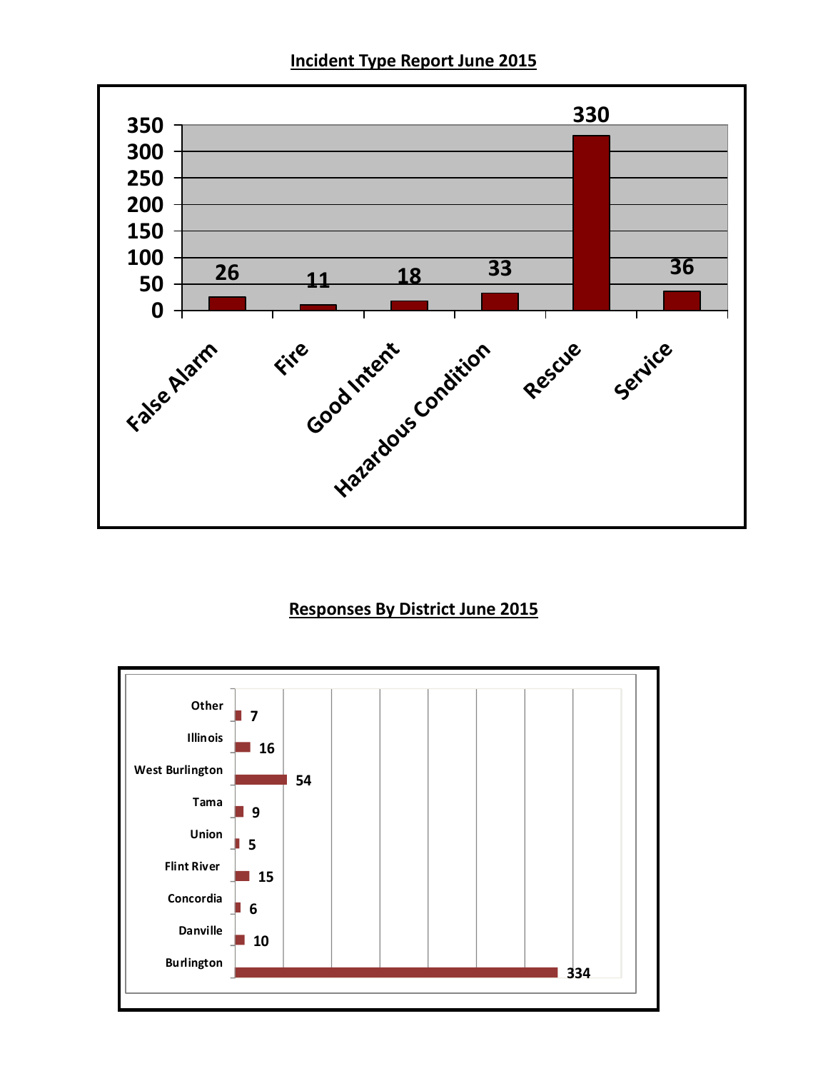## Incident Type Report June 2015

| Incident Type | Count |
|---|---|
| False Alarm | 26 |
| Fire | 11 |
| Good Intent | 18 |
| Hazardous Condition | 33 |
| Rescue | 330 |
| Service | 36 |

## Responses By District June 2015

| District | Responses |
|---|---|
| Other | 7 |
| Illinois | 16 |
| West Burlington | 54 |
| Tama | 9 |
| Union | 5 |
| Flint River | 15 |
| Concordia | 6 |
| Danville | 10 |
| Burlington | 334 |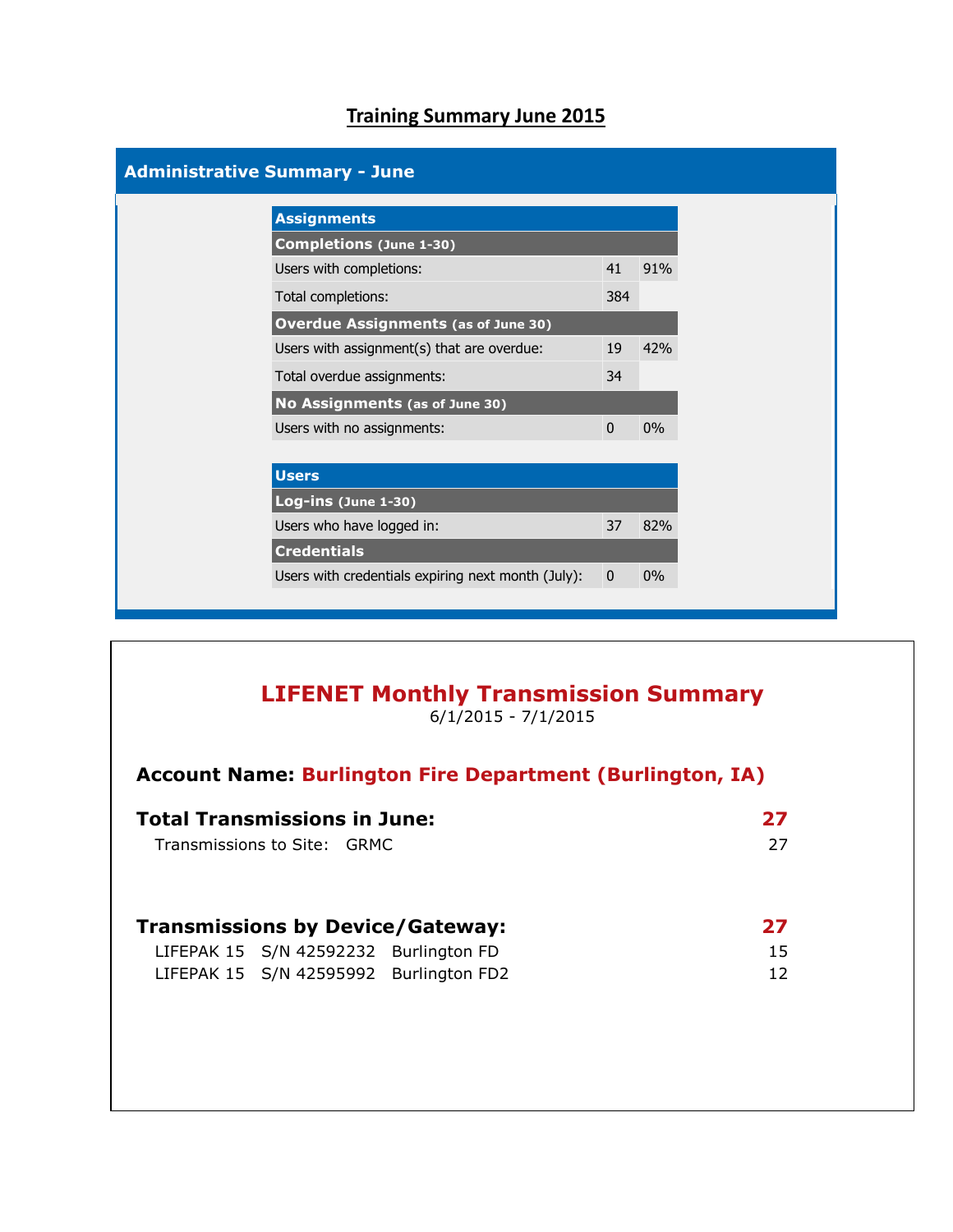# Training Summary June 2015

## Administrative Summary - June

| Assignments | | |
|---|---|---|
| **Completions** (June 1-30) | | |
| Users with completions: | 41 | 91% |
| Total completions: | 384 | |
| **Overdue Assignments** (as of June 30) | | |
| Users with assignment(s) that are overdue: | 19 | 42% |
| Total overdue assignments: | 34 | |
| **No Assignments** (as of June 30) | | |
| Users with no assignments: | 0 | 0% |

| Users | | |
|---|---|---|
| **Log-ins** (June 1-30) | | |
| Users who have logged in: | 37 | 82% |
| **Credentials** | | |
| Users with credentials expiring next month (July): | 0 | 0% |

## LIFENET Monthly Transmission Summary

6/1/2015 - 7/1/2015

**Account Name: Burlington Fire Department (Burlington, IA)**

| | | | |
|---|---|---|---|
| **Total Transmissions in June:** | | | **27** |
| Transmissions to Site: GRMC | | | 27 |
| **Transmissions by Device/Gateway:** | | | **27** |
| LIFEPAK 15 | S/N 42592232 | Burlington FD | 15 |
| LIFEPAK 15 | S/N 42595992 | Burlington FD2 | 12 |